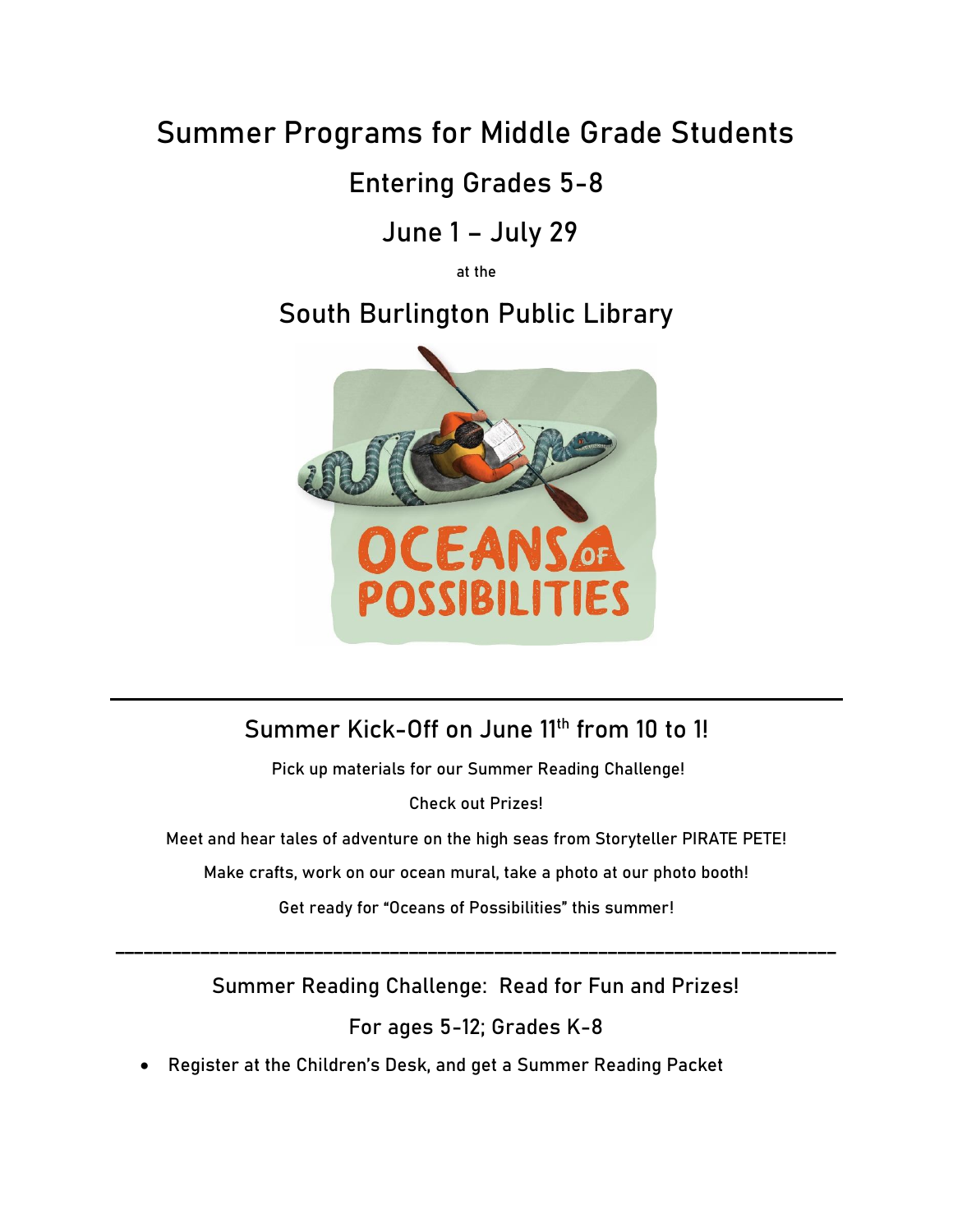# Summer Programs for Middle Grade Students

## Entering Grades 5-8

## June 1 – July 29

at the

## South Burlington Public Library

OCEANS OF POSSIBILITIES

---

## Summer Kick-Off on June 11th from 10 to 1!

Pick up materials for our Summer Reading Challenge!

Check out Prizes!

Meet and hear tales of adventure on the high seas from Storyteller PIRATE PETE!

Make crafts, work on our ocean mural, take a photo at our photo booth!

Get ready for "Oceans of Possibilities" this summer!

---

## Summer Reading Challenge: Read for Fun and Prizes!

### For ages 5-12; Grades K-8

- Register at the Children's Desk, and get a Summer Reading Packet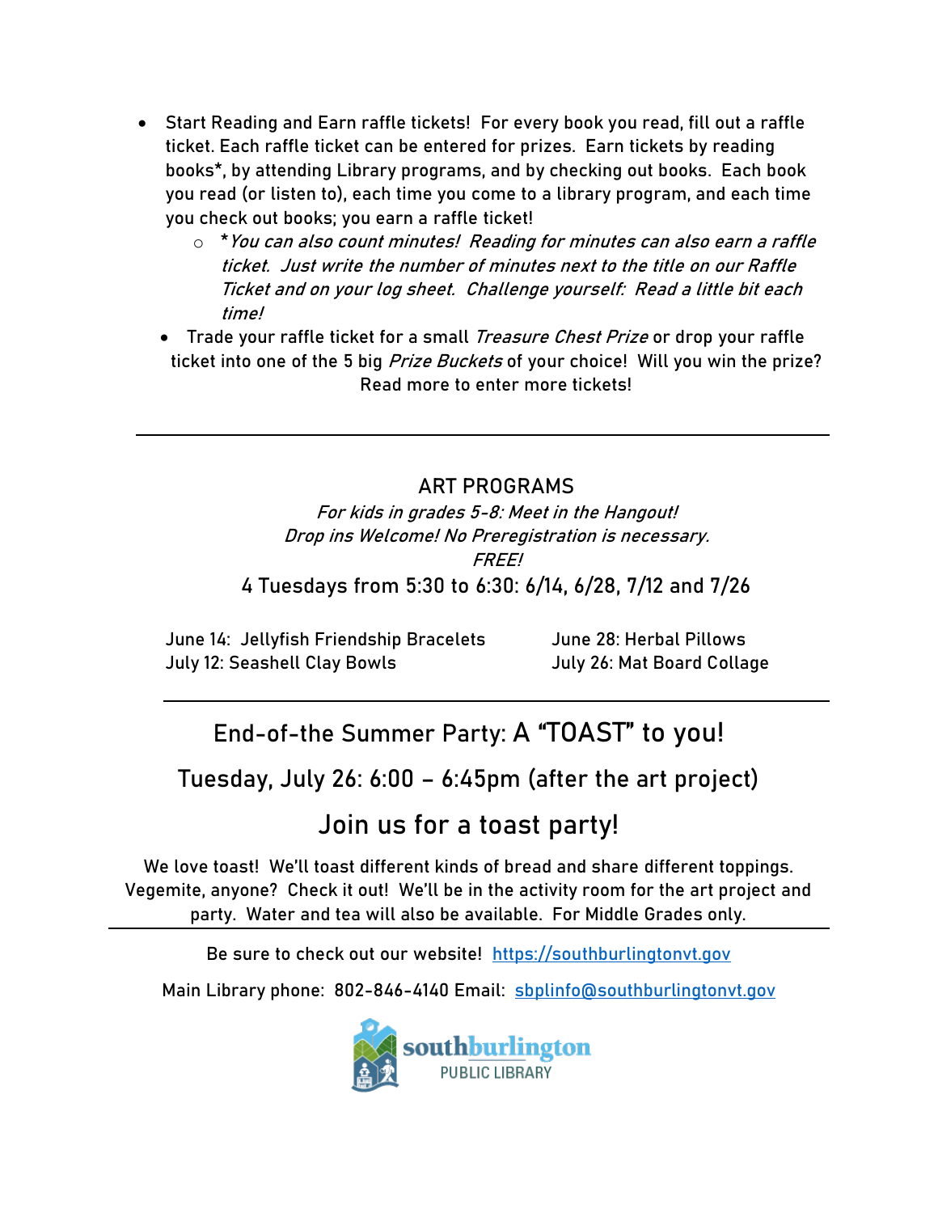- Start Reading and Earn raffle tickets! For every book you read, fill out a raffle ticket. Each raffle ticket can be entered for prizes. Earn tickets by reading books*, by attending Library programs, and by checking out books. Each book you read (or listen to), each time you come to a library program, and each time you check out books; you earn a raffle ticket!
  - **\*You can also count minutes! Reading for minutes can also earn a raffle ticket. Just write the number of minutes next to the title on our Raffle Ticket and on your log sheet. Challenge yourself: Read a little bit each time!**
- Trade your raffle ticket for a small *Treasure Chest Prize* or drop your raffle ticket into one of the 5 big *Prize Buckets* of your choice! Will you win the prize? Read more to enter more tickets!

---

## ART PROGRAMS

*For kids in grades 5-8: Meet in the Hangout!*
*Drop ins Welcome! No Preregistration is necessary.*
*FREE!*

4 Tuesdays from 5:30 to 6:30: 6/14, 6/28, 7/12 and 7/26

June 14: Jellyfish Friendship Bracelets

June 28: Herbal Pillows

July 12: Seashell Clay Bowls

July 26: Mat Board Collage

---

## End-of-the Summer Party: A "TOAST" to you!

## Tuesday, July 26: 6:00 – 6:45pm (after the art project)

## Join us for a toast party!

We love toast! We'll toast different kinds of bread and share different toppings. Vegemite, anyone? Check it out! We'll be in the activity room for the art project and party. Water and tea will also be available. For Middle Grades only.

---

Be sure to check out our website! https://southburlingtonvt.gov

Main Library phone: 802-846-4140 Email: sbplinfo@southburlingtonvt.gov

southburlington PUBLIC LIBRARY